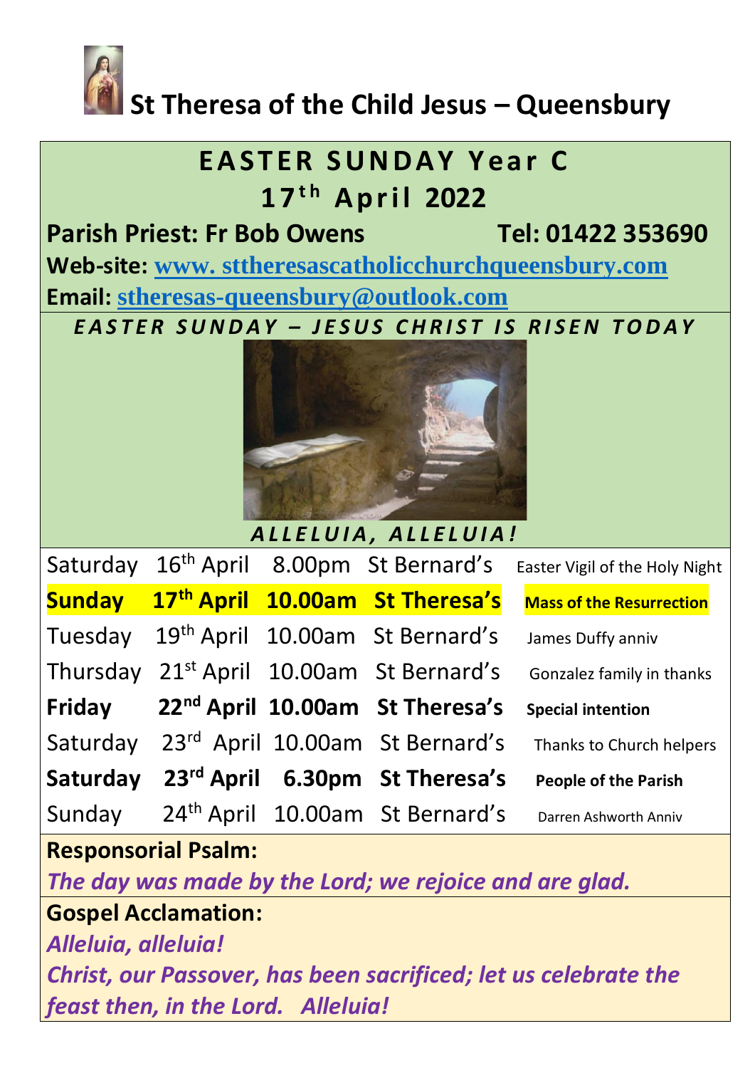# St Theresa of the Child Jesus – Queensbury

## EASTER SUNDAY Year C
## 17th April 2022

**Parish Priest: Fr Bob Owens** **Tel: 01422 353690**

**Web-site:** **www. sttheresascatholicchurchqueensbury.com**

**Email:** **stheresas-queensbury@outlook.com**

***EASTER SUNDAY – JESUS CHRIST IS RISEN TODAY***

***ALLELUIA, ALLELUIA!***

| | | | | |
|---|---|---|---|---|
| Saturday | 16th April | 8.00pm | St Bernard's | Easter Vigil of the Holy Night |
| **Sunday** | **17th April** | **10.00am** | **St Theresa's** | **Mass of the Resurrection** |
| Tuesday | 19th April | 10.00am | St Bernard's | James Duffy anniv |
| Thursday | 21st April | 10.00am | St Bernard's | Gonzalez family in thanks |
| **Friday** | **22nd April** | **10.00am** | **St Theresa's** | **Special intention** |
| Saturday | 23rd April | 10.00am | St Bernard's | Thanks to Church helpers |
| **Saturday** | **23rd April** | **6.30pm** | **St Theresa's** | **People of the Parish** |
| Sunday | 24th April | 10.00am | St Bernard's | Darren Ashworth Anniv |

**Responsorial Psalm:**

***The day was made by the Lord; we rejoice and are glad.***

**Gospel Acclamation:**

***Alleluia, alleluia!***

***Christ, our Passover, has been sacrificed; let us celebrate the feast then, in the Lord. Alleluia!***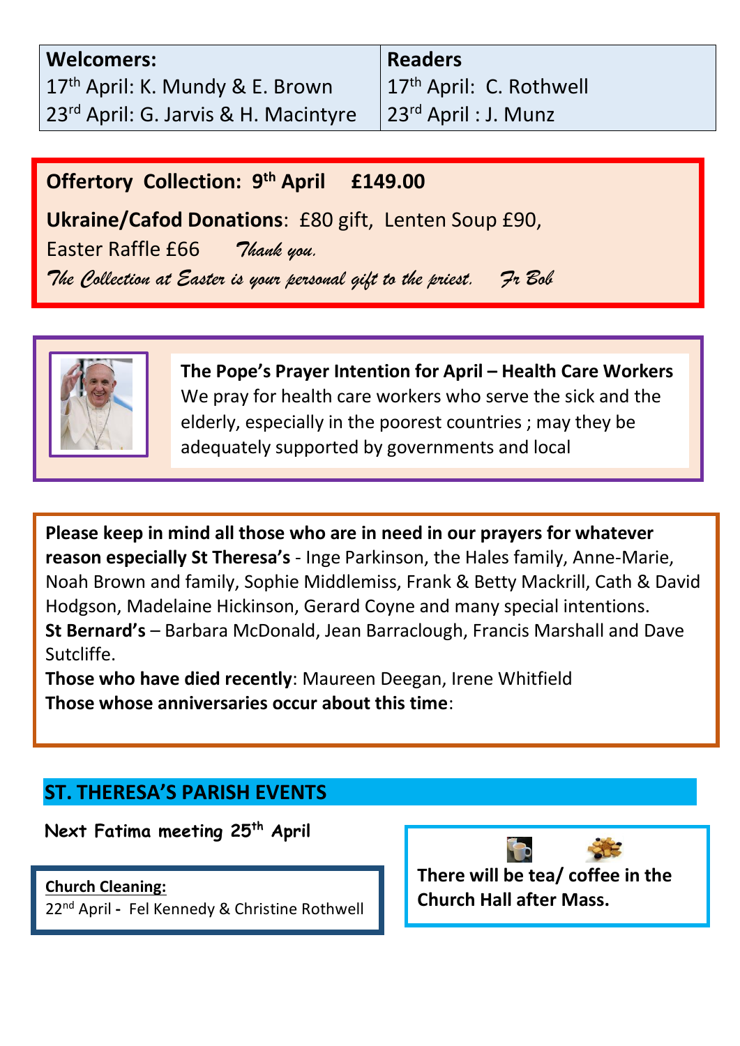| **Welcomers:** | **Readers** |
|---|---|
| 17th April: K. Mundy & E. Brown | 17th April: C. Rothwell |
| 23rd April: G. Jarvis & H. Macintyre | 23rd April : J. Munz |

**Offertory Collection: 9th April £149.00**

**Ukraine/Cafod Donations**: £80 gift, Lenten Soup £90, Easter Raffle £66 *Thank you.*

*The Collection at Easter is your personal gift to the priest. Fr Bob*

**The Pope's Prayer Intention for April – Health Care Workers**
We pray for health care workers who serve the sick and the elderly, especially in the poorest countries ; may they be adequately supported by governments and local

**Please keep in mind all those who are in need in our prayers for whatever reason especially St Theresa's** - Inge Parkinson, the Hales family, Anne-Marie, Noah Brown and family, Sophie Middlemiss, Frank & Betty Mackrill, Cath & David Hodgson, Madelaine Hickinson, Gerard Coyne and many special intentions.
**St Bernard's** – Barbara McDonald, Jean Barraclough, Francis Marshall and Dave Sutcliffe.
**Those who have died recently**: Maureen Deegan, Irene Whitfield
**Those whose anniversaries occur about this time**:

## ST. THERESA'S PARISH EVENTS

**Next Fatima meeting 25th April**

**Church Cleaning:**
22nd April - Fel Kennedy & Christine Rothwell

**There will be tea/ coffee in the Church Hall after Mass.**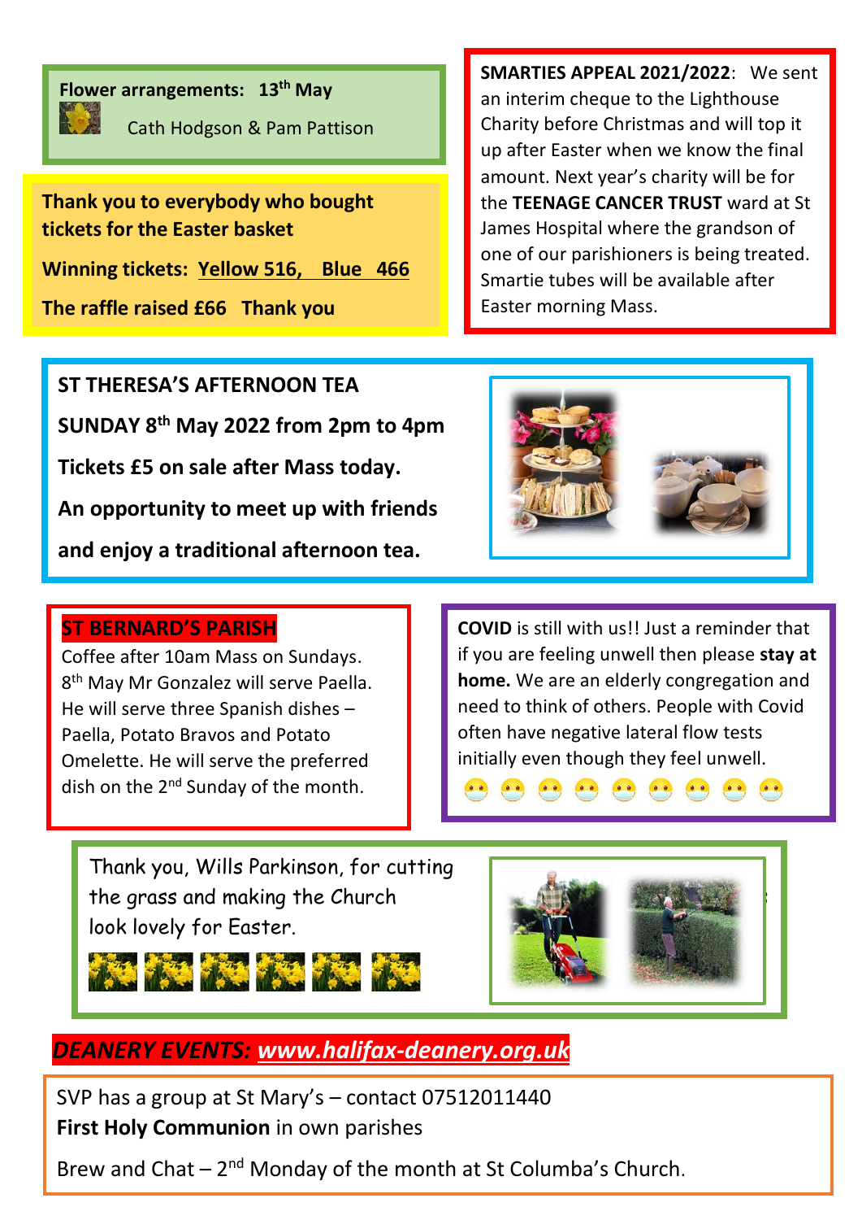**Flower arrangements: 13th May**

Cath Hodgson & Pam Pattison

**SMARTIES APPEAL 2021/2022**: We sent an interim cheque to the Lighthouse Charity before Christmas and will top it up after Easter when we know the final amount. Next year's charity will be for the **TEENAGE CANCER TRUST** ward at St James Hospital where the grandson of one of our parishioners is being treated. Smartie tubes will be available after Easter morning Mass.

**Thank you to everybody who bought tickets for the Easter basket**

**Winning tickets: Yellow 516, Blue 466**

**The raffle raised £66 Thank you**

**ST THERESA'S AFTERNOON TEA**

**SUNDAY 8th May 2022 from 2pm to 4pm**

**Tickets £5 on sale after Mass today.**

**An opportunity to meet up with friends and enjoy a traditional afternoon tea.**

**ST BERNARD'S PARISH**

Coffee after 10am Mass on Sundays. 8th May Mr Gonzalez will serve Paella. He will serve three Spanish dishes – Paella, Potato Bravos and Potato Omelette. He will serve the preferred dish on the 2nd Sunday of the month.

**COVID** is still with us!! Just a reminder that if you are feeling unwell then please **stay at home.** We are an elderly congregation and need to think of others. People with Covid often have negative lateral flow tests initially even though they feel unwell.

Thank you, Wills Parkinson, for cutting the grass and making the Church look lovely for Easter.

***DEANERY EVENTS: www.halifax-deanery.org.uk***

SVP has a group at St Mary's – contact 07512011440

**First Holy Communion** in own parishes

Brew and Chat – 2nd Monday of the month at St Columba's Church.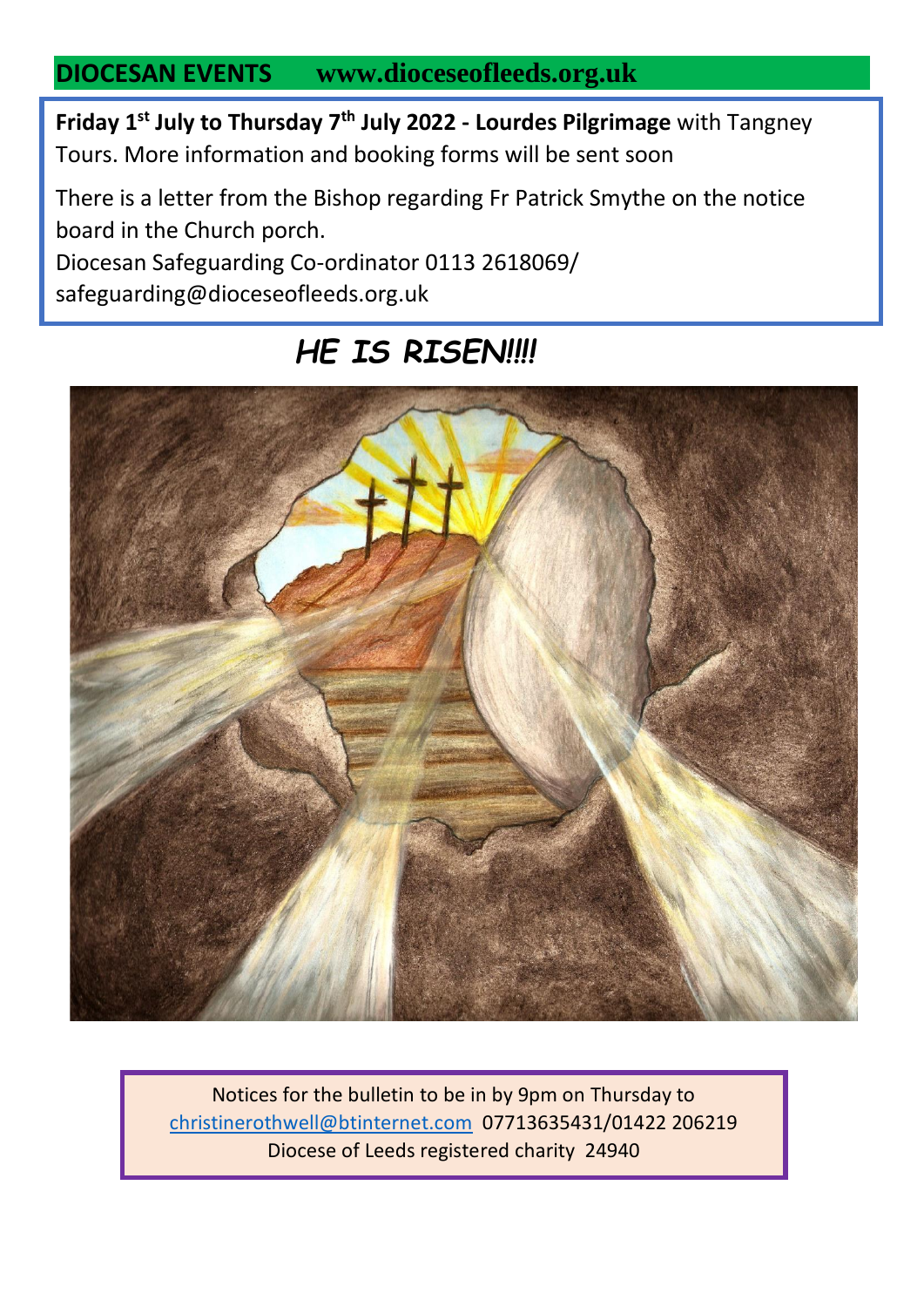## DIOCESAN EVENTS www.dioceseofleeds.org.uk

**Friday 1st July to Thursday 7th July 2022 - Lourdes Pilgrimage** with Tangney Tours. More information and booking forms will be sent soon

There is a letter from the Bishop regarding Fr Patrick Smythe on the notice board in the Church porch.
Diocesan Safeguarding Co-ordinator 0113 2618069/ safeguarding@dioceseofleeds.org.uk

## *HE IS RISEN!!!!*

Notices for the bulletin to be in by 9pm on Thursday to christinerothwell@btinternet.com 07713635431/01422 206219
Diocese of Leeds registered charity 24940